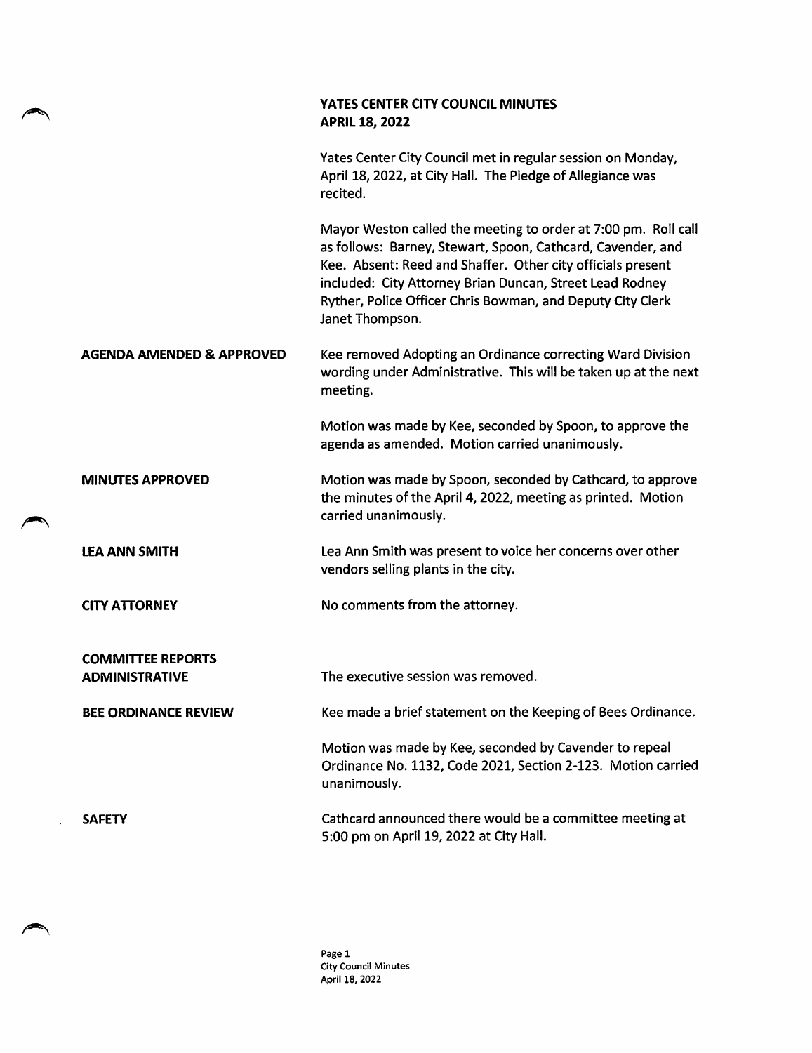# YATES CENTER CITY COUNCIL MINUTES
## APRIL 18, 2022

Yates Center City Council met in regular session on Monday, April 18, 2022, at City Hall. The Pledge of Allegiance was recited.

Mayor Weston called the meeting to order at 7:00 pm. Roll call as follows: Barney, Stewart, Spoon, Cathcard, Cavender, and Kee. Absent: Reed and Shaffer. Other city officials present included: City Attorney Brian Duncan, Street Lead Rodney Ryther, Police Officer Chris Bowman, and Deputy City Clerk Janet Thompson.

**AGENDA AMENDED & APPROVED**

Kee removed Adopting an Ordinance correcting Ward Division wording under Administrative. This will be taken up at the next meeting.

Motion was made by Kee, seconded by Spoon, to approve the agenda as amended. Motion carried unanimously.

**MINUTES APPROVED**

Motion was made by Spoon, seconded by Cathcard, to approve the minutes of the April 4, 2022, meeting as printed. Motion carried unanimously.

**LEA ANN SMITH**

Lea Ann Smith was present to voice her concerns over other vendors selling plants in the city.

**CITY ATTORNEY**

No comments from the attorney.

**COMMITTEE REPORTS**

**ADMINISTRATIVE**

The executive session was removed.

**BEE ORDINANCE REVIEW**

Kee made a brief statement on the Keeping of Bees Ordinance.

Motion was made by Kee, seconded by Cavender to repeal Ordinance No. 1132, Code 2021, Section 2-123. Motion carried unanimously.

**SAFETY**

Cathcard announced there would be a committee meeting at 5:00 pm on April 19, 2022 at City Hall.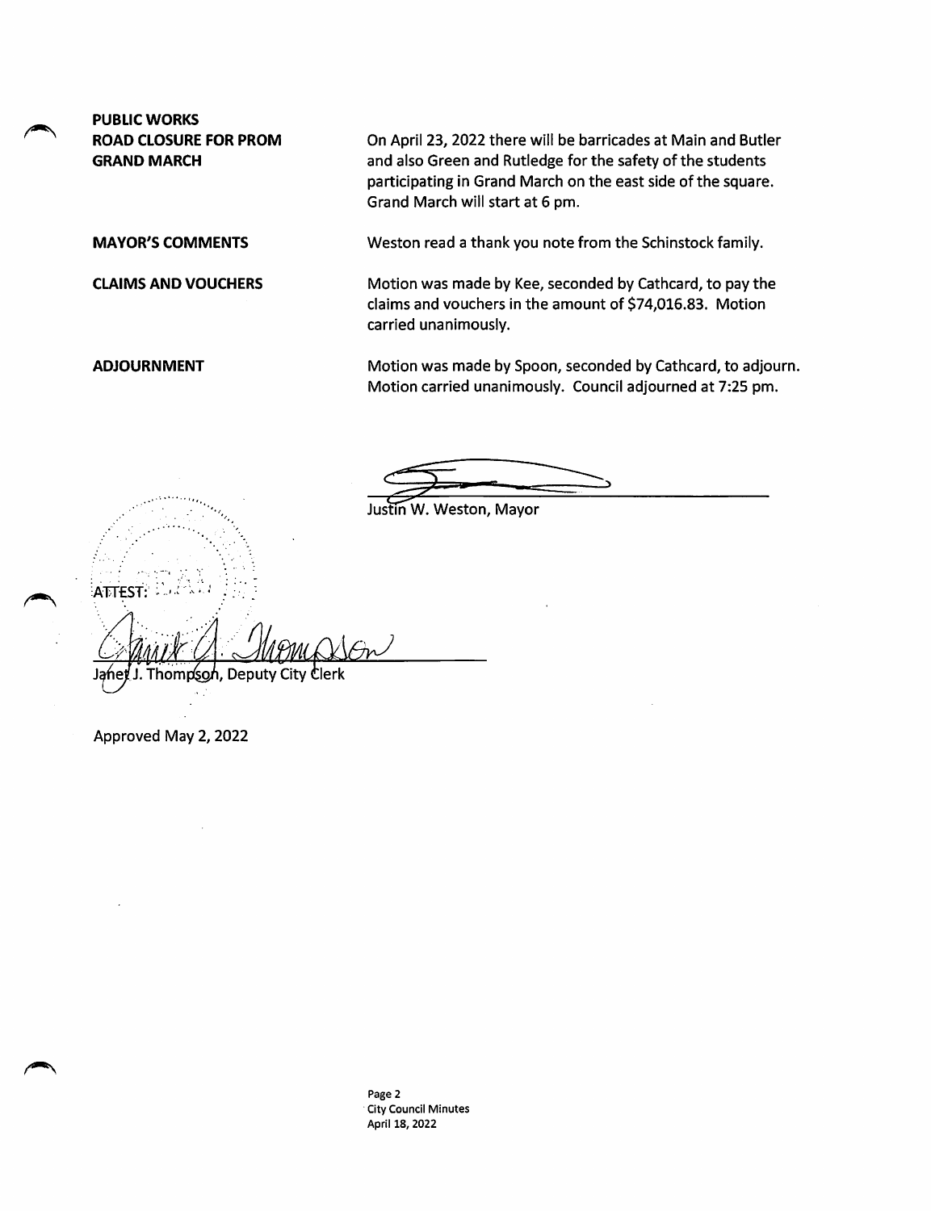**PUBLIC WORKS**

**ROAD CLOSURE FOR PROM GRAND MARCH**

On April 23, 2022 there will be barricades at Main and Butler and also Green and Rutledge for the safety of the students participating in Grand March on the east side of the square. Grand March will start at 6 pm.

**MAYOR'S COMMENTS**

Weston read a thank you note from the Schinstock family.

**CLAIMS AND VOUCHERS**

Motion was made by Kee, seconded by Cathcard, to pay the claims and vouchers in the amount of $74,016.83. Motion carried unanimously.

**ADJOURNMENT**

Motion was made by Spoon, seconded by Cathcard, to adjourn. Motion carried unanimously. Council adjourned at 7:25 pm.

Justin W. Weston, Mayor

ATTEST:

Janet J. Thompson, Deputy City Clerk

Approved May 2, 2022